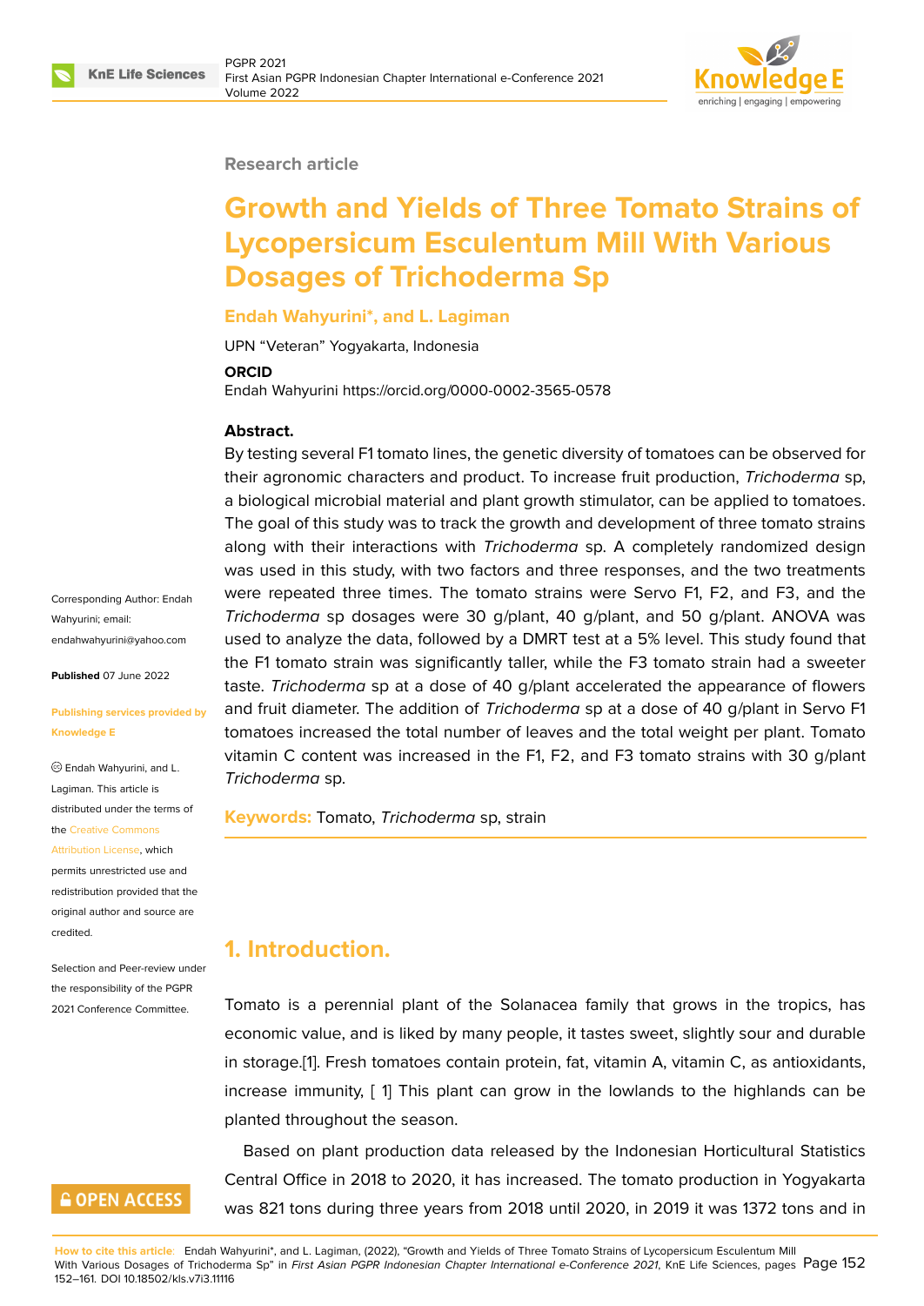Research article

# Growth and Yields of Three Tomato Strains of Lycopersicum Esculentum Mill With Various Dosages of Trichoderma Sp

**Endah Wahyurini*, and L. Lagiman**

UPN "Veteran" Yogyakarta, Indonesia

**ORCID**

Endah Wahyurini https://orcid.org/0000-0002-3565-0578

Corresponding Author: Endah Wahyurini; email: endahwahyurini@yahoo.com

**Published** 07 June 2022

**Publishing services provided by Knowledge E**

© Endah Wahyurini, and L. Lagiman. This article is distributed under the terms of the Creative Commons Attribution License, which permits unrestricted use and redistribution provided that the original author and source are credited.

Selection and Peer-review under the responsibility of the PGPR 2021 Conference Committee.

**Abstract.**

By testing several F1 tomato lines, the genetic diversity of tomatoes can be observed for their agronomic characters and product. To increase fruit production, *Trichoderma* sp, a biological microbial material and plant growth stimulator, can be applied to tomatoes. The goal of this study was to track the growth and development of three tomato strains along with their interactions with *Trichoderma* sp. A completely randomized design was used in this study, with two factors and three responses, and the two treatments were repeated three times. The tomato strains were Servo F1, F2, and F3, and the *Trichoderma* sp dosages were 30 g/plant, 40 g/plant, and 50 g/plant. ANOVA was used to analyze the data, followed by a DMRT test at a 5% level. This study found that the F1 tomato strain was significantly taller, while the F3 tomato strain had a sweeter taste. *Trichoderma* sp at a dose of 40 g/plant accelerated the appearance of flowers and fruit diameter. The addition of *Trichoderma* sp at a dose of 40 g/plant in Servo F1 tomatoes increased the total number of leaves and the total weight per plant. Tomato vitamin C content was increased in the F1, F2, and F3 tomato strains with 30 g/plant *Trichoderma* sp.

**Keywords:** Tomato, *Trichoderma* sp, strain

## 1. Introduction.

Tomato is a perennial plant of the Solanacea family that grows in the tropics, has economic value, and is liked by many people, it tastes sweet, slightly sour and durable in storage.[1]. Fresh tomatoes contain protein, fat, vitamin A, vitamin C, as antioxidants, increase immunity, [ 1] This plant can grow in the lowlands to the highlands can be planted throughout the season.

Based on plant production data released by the Indonesian Horticultural Statistics Central Office in 2018 to 2020, it has increased. The tomato production in Yogyakarta was 821 tons during three years from 2018 until 2020, in 2019 it was 1372 tons and in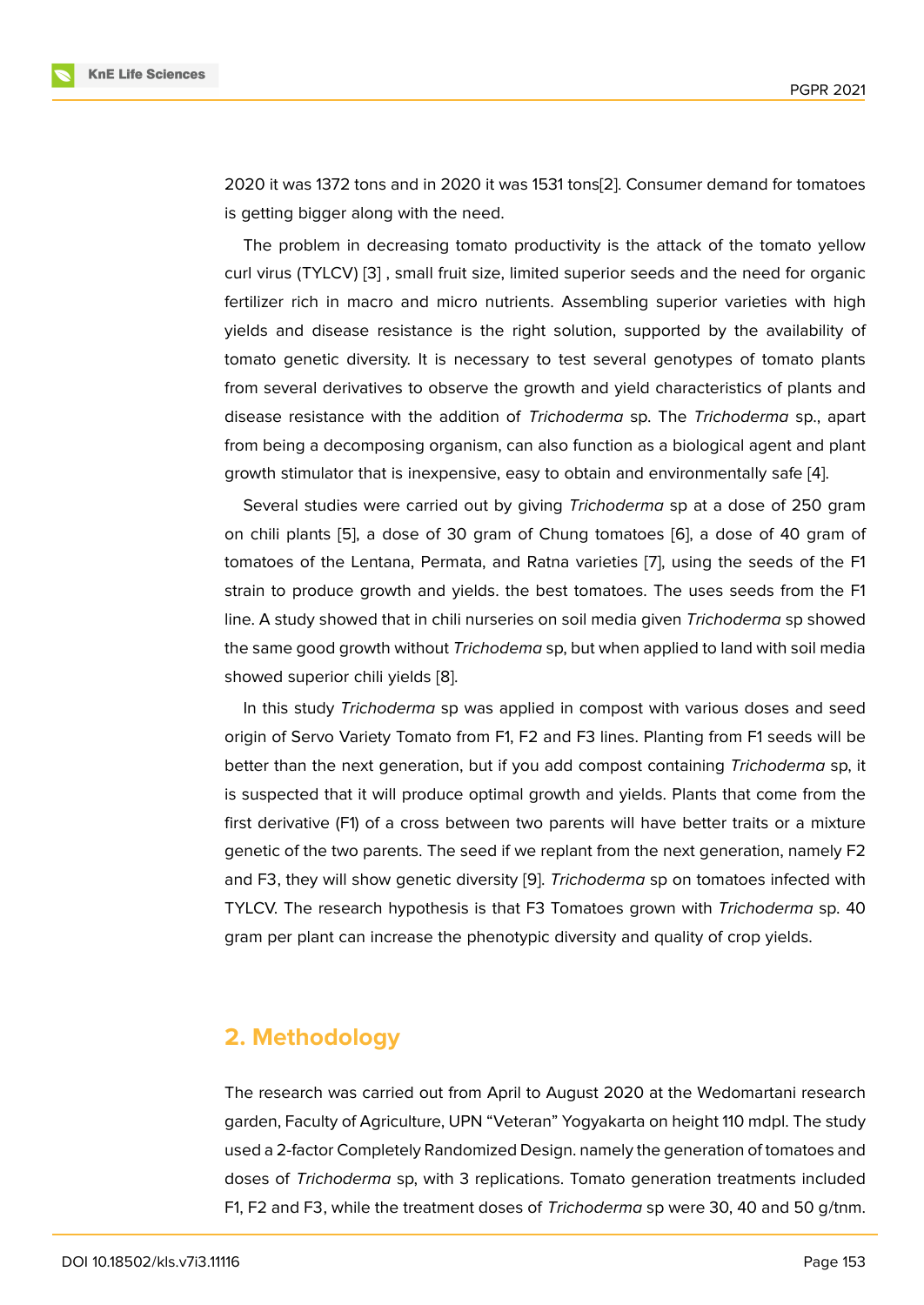2020 it was 1372 tons and in 2020 it was 1531 tons[2]. Consumer demand for tomatoes is getting bigger along with the need.

The problem in decreasing tomato productivity is the attack of the tomato yellow curl virus (TYLCV) [3] , small fruit size, limited superior seeds and the need for organic fertilizer rich in macro and micro nutrients. Assembling superior varieties with high yields and disease resistance is the right solution, supported by the availability of tomato genetic diversity. It is necessary to test several genotypes of tomato plants from several derivatives to observe the growth and yield characteristics of plants and disease resistance with the addition of *Trichoderma* sp. The *Trichoderma* sp., apart from being a decomposing organism, can also function as a biological agent and plant growth stimulator that is inexpensive, easy to obtain and environmentally safe [4].

Several studies were carried out by giving *Trichoderma* sp at a dose of 250 gram on chili plants [5], a dose of 30 gram of Chung tomatoes [6], a dose of 40 gram of tomatoes of the Lentana, Permata, and Ratna varieties [7], using the seeds of the F1 strain to produce growth and yields. the best tomatoes. The uses seeds from the F1 line. A study showed that in chili nurseries on soil media given *Trichoderma* sp showed the same good growth without *Trichodema* sp, but when applied to land with soil media showed superior chili yields [8].

In this study *Trichoderma* sp was applied in compost with various doses and seed origin of Servo Variety Tomato from F1, F2 and F3 lines. Planting from F1 seeds will be better than the next generation, but if you add compost containing *Trichoderma* sp, it is suspected that it will produce optimal growth and yields. Plants that come from the first derivative (F1) of a cross between two parents will have better traits or a mixture genetic of the two parents. The seed if we replant from the next generation, namely F2 and F3, they will show genetic diversity [9]. *Trichoderma* sp on tomatoes infected with TYLCV. The research hypothesis is that F3 Tomatoes grown with *Trichoderma* sp. 40 gram per plant can increase the phenotypic diversity and quality of crop yields.

## 2. Methodology

The research was carried out from April to August 2020 at the Wedomartani research garden, Faculty of Agriculture, UPN "Veteran" Yogyakarta on height 110 mdpl. The study used a 2-factor Completely Randomized Design. namely the generation of tomatoes and doses of *Trichoderma* sp, with 3 replications. Tomato generation treatments included F1, F2 and F3, while the treatment doses of *Trichoderma* sp were 30, 40 and 50 g/tnm.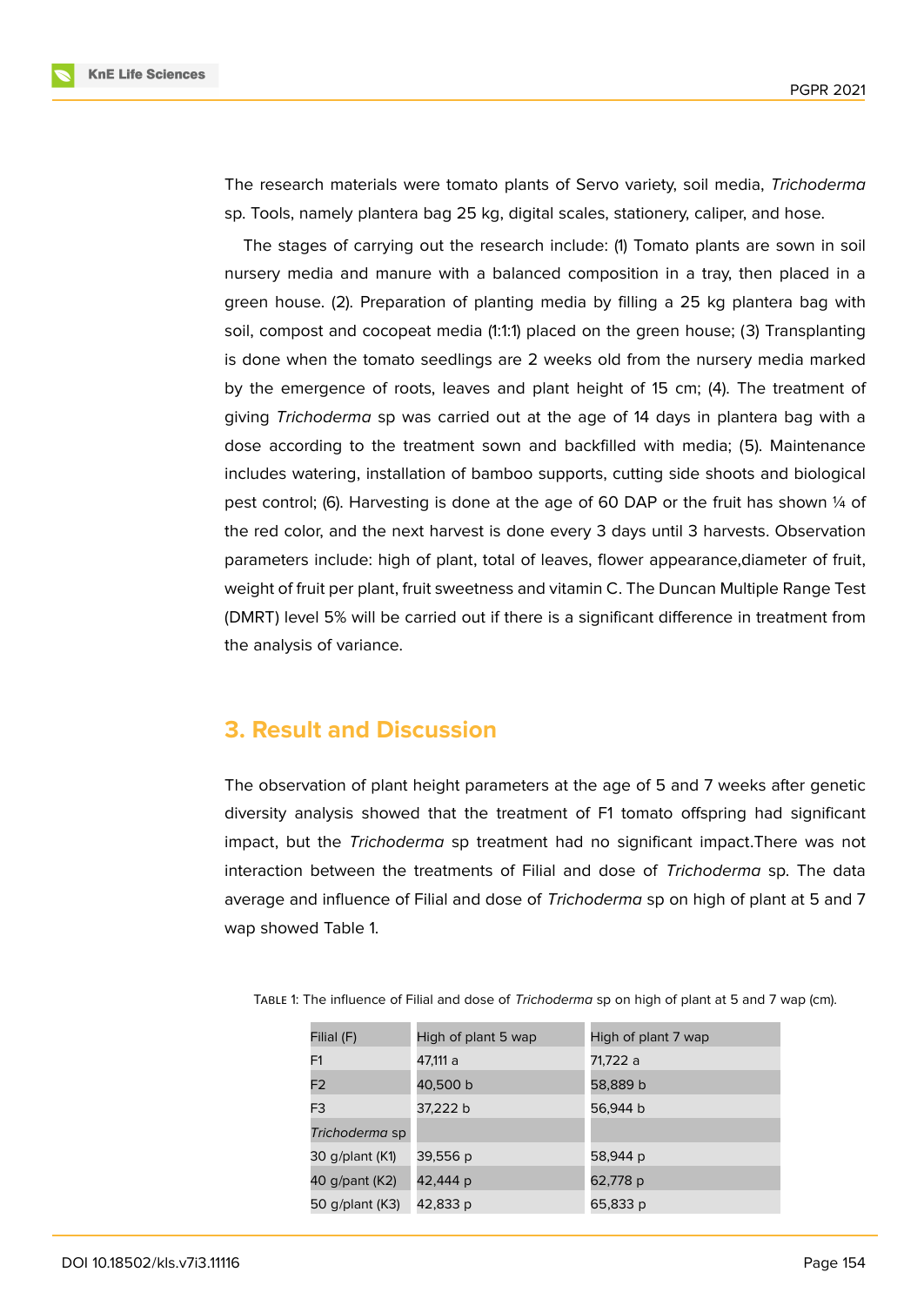The research materials were tomato plants of Servo variety, soil media, *Trichoderma* sp. Tools, namely plantera bag 25 kg, digital scales, stationery, caliper, and hose.

The stages of carrying out the research include: (1) Tomato plants are sown in soil nursery media and manure with a balanced composition in a tray, then placed in a green house. (2). Preparation of planting media by filling a 25 kg plantera bag with soil, compost and cocopeat media (1:1:1) placed on the green house; (3) Transplanting is done when the tomato seedlings are 2 weeks old from the nursery media marked by the emergence of roots, leaves and plant height of 15 cm; (4). The treatment of giving *Trichoderma* sp was carried out at the age of 14 days in plantera bag with a dose according to the treatment sown and backfilled with media; (5). Maintenance includes watering, installation of bamboo supports, cutting side shoots and biological pest control; (6). Harvesting is done at the age of 60 DAP or the fruit has shown ¼ of the red color, and the next harvest is done every 3 days until 3 harvests. Observation parameters include: high of plant, total of leaves, flower appearance,diameter of fruit, weight of fruit per plant, fruit sweetness and vitamin C. The Duncan Multiple Range Test (DMRT) level 5% will be carried out if there is a significant difference in treatment from the analysis of variance.

## 3. Result and Discussion

The observation of plant height parameters at the age of 5 and 7 weeks after genetic diversity analysis showed that the treatment of F1 tomato offspring had significant impact, but the *Trichoderma* sp treatment had no significant impact.There was not interaction between the treatments of Filial and dose of *Trichoderma* sp. The data average and influence of Filial and dose of *Trichoderma* sp on high of plant at 5 and 7 wap showed Table 1.

Table 1: The influence of Filial and dose of *Trichoderma* sp on high of plant at 5 and 7 wap (cm).

| Filial (F) | High of plant 5 wap | High of plant 7 wap |
|---|---|---|
| F1 | 47,111 a | 71,722 a |
| F2 | 40,500 b | 58,889 b |
| F3 | 37,222 b | 56,944 b |
| *Trichoderma* sp | | |
| 30 g/plant (K1) | 39,556 p | 58,944 p |
| 40 g/pant (K2) | 42,444 p | 62,778 p |
| 50 g/plant (K3) | 42,833 p | 65,833 p |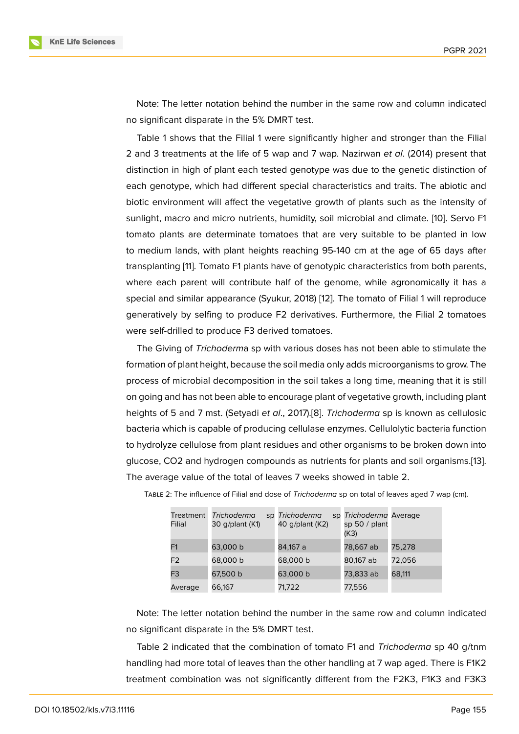Note: The letter notation behind the number in the same row and column indicated no significant disparate in the 5% DMRT test.

Table 1 shows that the Filial 1 were significantly higher and stronger than the Filial 2 and 3 treatments at the life of 5 wap and 7 wap. Nazirwan *et al*. (2014) present that distinction in high of plant each tested genotype was due to the genetic distinction of each genotype, which had different special characteristics and traits. The abiotic and biotic environment will affect the vegetative growth of plants such as the intensity of sunlight, macro and micro nutrients, humidity, soil microbial and climate. [10]. Servo F1 tomato plants are determinate tomatoes that are very suitable to be planted in low to medium lands, with plant heights reaching 95-140 cm at the age of 65 days after transplanting [11]. Tomato F1 plants have of genotypic characteristics from both parents, where each parent will contribute half of the genome, while agronomically it has a special and similar appearance (Syukur, 2018) [12]. The tomato of Filial 1 will reproduce generatively by selfing to produce F2 derivatives. Furthermore, the Filial 2 tomatoes were self-drilled to produce F3 derived tomatoes.

The Giving of *Trichoderm*a sp with various doses has not been able to stimulate the formation of plant height, because the soil media only adds microorganisms to grow. The process of microbial decomposition in the soil takes a long time, meaning that it is still on going and has not been able to encourage plant of vegetative growth, including plant heights of 5 and 7 mst. (Setyadi *et al*., 2017).[8]. *Trichoderma* sp is known as cellulosic bacteria which is capable of producing cellulase enzymes. Cellulolytic bacteria function to hydrolyze cellulose from plant residues and other organisms to be broken down into glucose, $CO_2$ and hydrogen compounds as nutrients for plants and soil organisms.[13]. The average value of the total of leaves 7 weeks showed in table 2.

Table 2: The influence of Filial and dose of *Trichoderma* sp on total of leaves aged 7 wap (cm).

| Treatment Filial | *Trichoderma* sp 30 g/plant (K1) | *Trichoderma* sp 40 g/plant (K2) | *Trichoderma* sp 50 / plant (K3) | Average |
|---|---|---|---|---|
| F1 | 63,000 b | 84,167 a | 78,667 ab | 75,278 |
| F2 | 68,000 b | 68,000 b | 80,167 ab | 72,056 |
| F3 | 67,500 b | 63,000 b | 73,833 ab | 68,111 |
| Average | 66,167 | 71,722 | 77,556 | |

Note: The letter notation behind the number in the same row and column indicated no significant disparate in the 5% DMRT test.

Table 2 indicated that the combination of tomato F1 and *Trichoderma* sp 40 g/tnm handling had more total of leaves than the other handling at 7 wap aged. There is F1K2 treatment combination was not significantly different from the F2K3, F1K3 and F3K3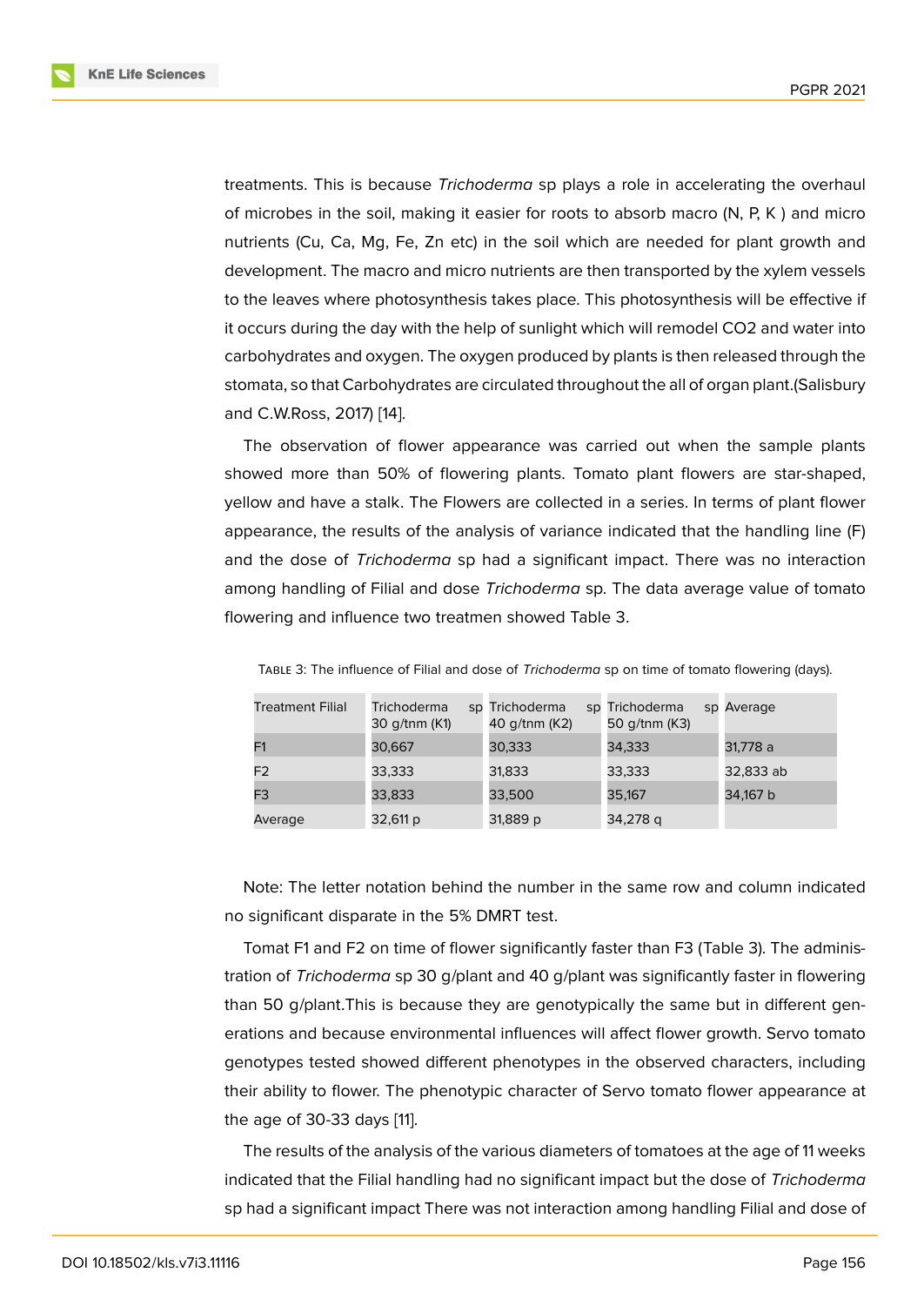treatments. This is because *Trichoderma* sp plays a role in accelerating the overhaul of microbes in the soil, making it easier for roots to absorb macro (N, P, K ) and micro nutrients (Cu, Ca, Mg, Fe, Zn etc) in the soil which are needed for plant growth and development. The macro and micro nutrients are then transported by the xylem vessels to the leaves where photosynthesis takes place. This photosynthesis will be effective if it occurs during the day with the help of sunlight which will remodel CO2 and water into carbohydrates and oxygen. The oxygen produced by plants is then released through the stomata, so that Carbohydrates are circulated throughout the all of organ plant.(Salisbury and C.W.Ross, 2017) [14].

The observation of flower appearance was carried out when the sample plants showed more than 50% of flowering plants. Tomato plant flowers are star-shaped, yellow and have a stalk. The Flowers are collected in a series. In terms of plant flower appearance, the results of the analysis of variance indicated that the handling line (F) and the dose of *Trichoderma* sp had a significant impact. There was no interaction among handling of Filial and dose *Trichoderma* sp. The data average value of tomato flowering and influence two treatmen showed Table 3.

Table 3: The influence of Filial and dose of *Trichoderma* sp on time of tomato flowering (days).

| Treatment Filial | Trichoderma sp 30 g/tnm (K1) | Trichoderma sp 40 g/tnm (K2) | Trichoderma sp 50 g/tnm (K3) | Average |
|---|---|---|---|---|
| F1 | 30,667 | 30,333 | 34,333 | 31,778 a |
| F2 | 33,333 | 31,833 | 33,333 | 32,833 ab |
| F3 | 33,833 | 33,500 | 35,167 | 34,167 b |
| Average | 32,611 p | 31,889 p | 34,278 q | |

Note: The letter notation behind the number in the same row and column indicated no significant disparate in the 5% DMRT test.

Tomat F1 and F2 on time of flower significantly faster than F3 (Table 3). The administration of *Trichoderma* sp 30 g/plant and 40 g/plant was significantly faster in flowering than 50 g/plant.This is because they are genotypically the same but in different generations and because environmental influences will affect flower growth. Servo tomato genotypes tested showed different phenotypes in the observed characters, including their ability to flower. The phenotypic character of Servo tomato flower appearance at the age of 30-33 days [11].

The results of the analysis of the various diameters of tomatoes at the age of 11 weeks indicated that the Filial handling had no significant impact but the dose of *Trichoderma* sp had a significant impact There was not interaction among handling Filial and dose of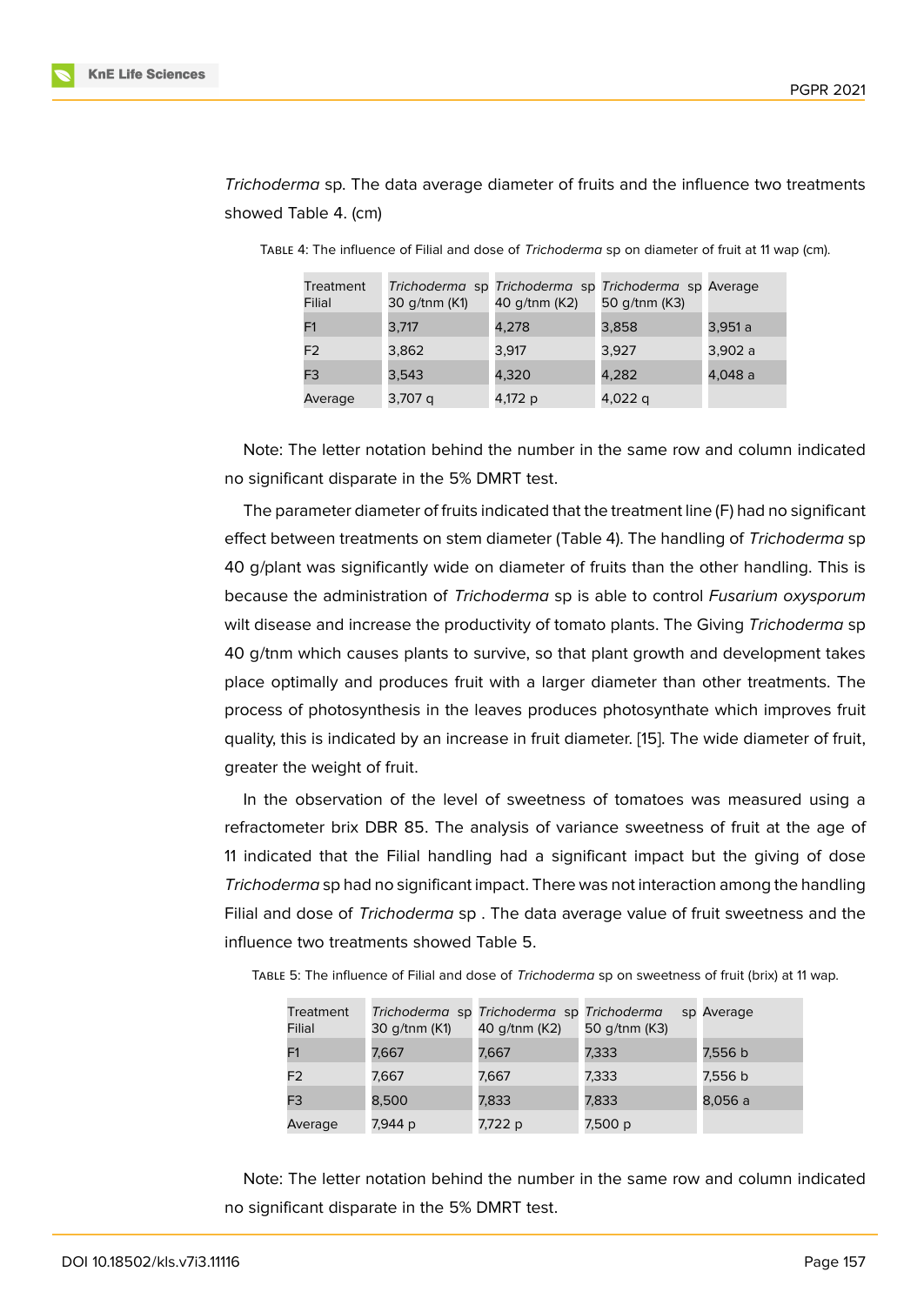*Trichoderma* sp. The data average diameter of fruits and the influence two treatments showed Table 4. (cm)

Table 4: The influence of Filial and dose of *Trichoderma* sp on diameter of fruit at 11 wap (cm).

| Treatment Filial | *Trichoderma* sp 30 g/tnm (K1) | *Trichoderma* sp 40 g/tnm (K2) | *Trichoderma* sp 50 g/tnm (K3) | Average |
|---|---|---|---|---|
| F1 | 3,717 | 4,278 | 3,858 | 3,951 a |
| F2 | 3,862 | 3,917 | 3,927 | 3,902 a |
| F3 | 3,543 | 4,320 | 4,282 | 4,048 a |
| Average | 3,707 q | 4,172 p | 4,022 q | |

Note: The letter notation behind the number in the same row and column indicated no significant disparate in the 5% DMRT test.

The parameter diameter of fruits indicated that the treatment line (F) had no significant effect between treatments on stem diameter (Table 4). The handling of *Trichoderma* sp 40 g/plant was significantly wide on diameter of fruits than the other handling. This is because the administration of *Trichoderma* sp is able to control *Fusarium oxysporum* wilt disease and increase the productivity of tomato plants. The Giving *Trichoderma* sp 40 g/tnm which causes plants to survive, so that plant growth and development takes place optimally and produces fruit with a larger diameter than other treatments. The process of photosynthesis in the leaves produces photosynthate which improves fruit quality, this is indicated by an increase in fruit diameter. [15]. The wide diameter of fruit, greater the weight of fruit.

In the observation of the level of sweetness of tomatoes was measured using a refractometer brix DBR 85. The analysis of variance sweetness of fruit at the age of 11 indicated that the Filial handling had a significant impact but the giving of dose *Trichoderma* sp had no significant impact. There was not interaction among the handling Filial and dose of *Trichoderma* sp . The data average value of fruit sweetness and the influence two treatments showed Table 5.

Table 5: The influence of Filial and dose of *Trichoderma* sp on sweetness of fruit (brix) at 11 wap.

| Treatment Filial | *Trichoderma* sp 30 g/tnm (K1) | *Trichoderma* sp 40 g/tnm (K2) | *Trichoderma* sp 50 g/tnm (K3) | Average |
|---|---|---|---|---|
| F1 | 7,667 | 7,667 | 7,333 | 7,556 b |
| F2 | 7,667 | 7,667 | 7,333 | 7,556 b |
| F3 | 8,500 | 7,833 | 7,833 | 8,056 a |
| Average | 7,944 p | 7,722 p | 7,500 p | |

Note: The letter notation behind the number in the same row and column indicated no significant disparate in the 5% DMRT test.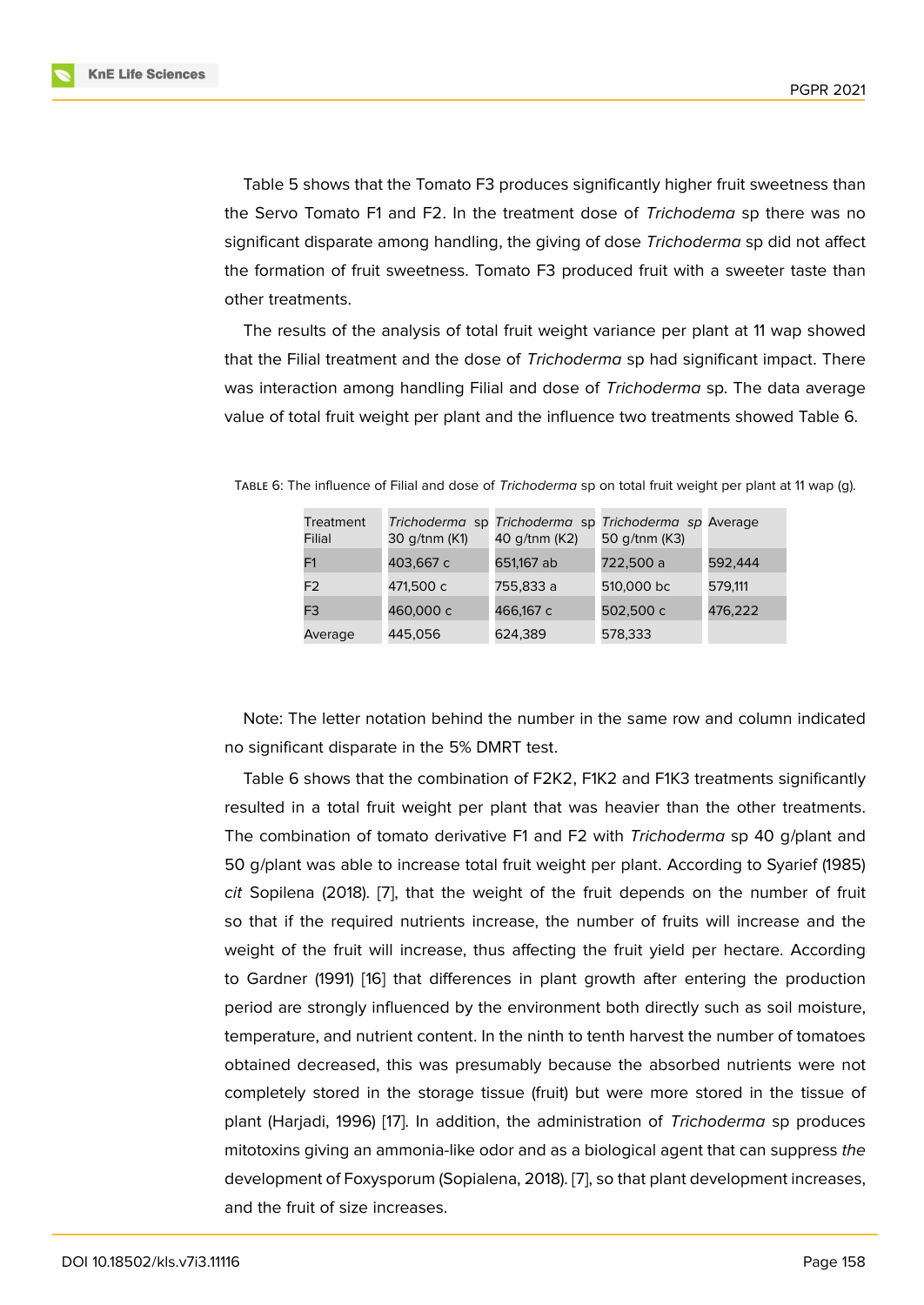Table 5 shows that the Tomato F3 produces significantly higher fruit sweetness than the Servo Tomato F1 and F2. In the treatment dose of *Trichodema* sp there was no significant disparate among handling, the giving of dose *Trichoderma* sp did not affect the formation of fruit sweetness. Tomato F3 produced fruit with a sweeter taste than other treatments.

The results of the analysis of total fruit weight variance per plant at 11 wap showed that the Filial treatment and the dose of *Trichoderma* sp had significant impact. There was interaction among handling Filial and dose of *Trichoderma* sp. The data average value of total fruit weight per plant and the influence two treatments showed Table 6.

TABLE 6: The influence of Filial and dose of *Trichoderma* sp on total fruit weight per plant at 11 wap (g).

| Treatment Filial | *Trichoderma* sp 30 g/tnm (K1) | *Trichoderma* sp 40 g/tnm (K2) | *Trichoderma sp* 50 g/tnm (K3) | Average |
|---|---|---|---|---|
| F1 | 403,667 c | 651,167 ab | 722,500 a | 592,444 |
| F2 | 471,500 c | 755,833 a | 510,000 bc | 579,111 |
| F3 | 460,000 c | 466,167 c | 502,500 c | 476,222 |
| Average | 445,056 | 624,389 | 578,333 | |

Note: The letter notation behind the number in the same row and column indicated no significant disparate in the 5% DMRT test.

Table 6 shows that the combination of F2K2, F1K2 and F1K3 treatments significantly resulted in a total fruit weight per plant that was heavier than the other treatments. The combination of tomato derivative F1 and F2 with *Trichoderma* sp 40 g/plant and 50 g/plant was able to increase total fruit weight per plant. According to Syarief (1985) *cit* Sopilena (2018). [7], that the weight of the fruit depends on the number of fruit so that if the required nutrients increase, the number of fruits will increase and the weight of the fruit will increase, thus affecting the fruit yield per hectare. According to Gardner (1991) [16] that differences in plant growth after entering the production period are strongly influenced by the environment both directly such as soil moisture, temperature, and nutrient content. In the ninth to tenth harvest the number of tomatoes obtained decreased, this was presumably because the absorbed nutrients were not completely stored in the storage tissue (fruit) but were more stored in the tissue of plant (Harjadi, 1996) [17]. In addition, the administration of *Trichoderma* sp produces mitotoxins giving an ammonia-like odor and as a biological agent that can suppress *the* development of Foxysporum (Sopialena, 2018). [7], so that plant development increases, and the fruit of size increases.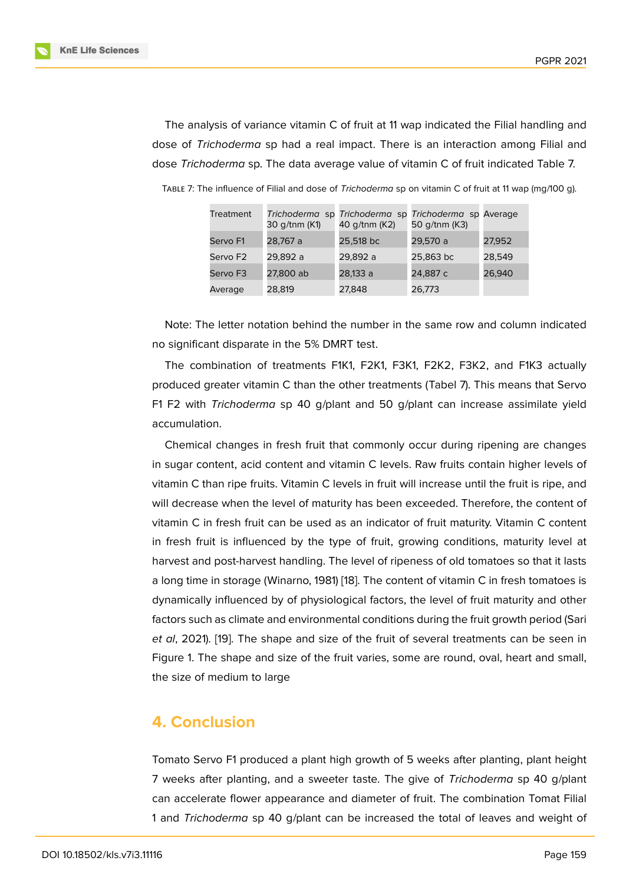The analysis of variance vitamin C of fruit at 11 wap indicated the Filial handling and dose of *Trichoderma* sp had a real impact. There is an interaction among Filial and dose *Trichoderma* sp. The data average value of vitamin C of fruit indicated Table 7.

TABLE 7: The influence of Filial and dose of *Trichoderma* sp on vitamin C of fruit at 11 wap (mg/100 g).

| Treatment | *Trichoderma* sp 30 g/tnm (K1) | *Trichoderma* sp 40 g/tnm (K2) | *Trichoderma* sp 50 g/tnm (K3) | Average |
|---|---|---|---|---|
| Servo F1 | 28,767 a | 25,518 bc | 29,570 a | 27,952 |
| Servo F2 | 29,892 a | 29,892 a | 25,863 bc | 28,549 |
| Servo F3 | 27,800 ab | 28,133 a | 24,887 c | 26,940 |
| Average | 28,819 | 27,848 | 26,773 | |

Note: The letter notation behind the number in the same row and column indicated no significant disparate in the 5% DMRT test.

The combination of treatments F1K1, F2K1, F3K1, F2K2, F3K2, and F1K3 actually produced greater vitamin C than the other treatments (Tabel 7). This means that Servo F1 F2 with *Trichoderma* sp 40 g/plant and 50 g/plant can increase assimilate yield accumulation.

Chemical changes in fresh fruit that commonly occur during ripening are changes in sugar content, acid content and vitamin C levels. Raw fruits contain higher levels of vitamin C than ripe fruits. Vitamin C levels in fruit will increase until the fruit is ripe, and will decrease when the level of maturity has been exceeded. Therefore, the content of vitamin C in fresh fruit can be used as an indicator of fruit maturity. Vitamin C content in fresh fruit is influenced by the type of fruit, growing conditions, maturity level at harvest and post-harvest handling. The level of ripeness of old tomatoes so that it lasts a long time in storage (Winarno, 1981) [18]. The content of vitamin C in fresh tomatoes is dynamically influenced by of physiological factors, the level of fruit maturity and other factors such as climate and environmental conditions during the fruit growth period (Sari *et al*, 2021). [19]. The shape and size of the fruit of several treatments can be seen in Figure 1. The shape and size of the fruit varies, some are round, oval, heart and small, the size of medium to large

## 4. Conclusion

Tomato Servo F1 produced a plant high growth of 5 weeks after planting, plant height 7 weeks after planting, and a sweeter taste. The give of *Trichoderma* sp 40 g/plant can accelerate flower appearance and diameter of fruit. The combination Tomat Filial 1 and *Trichoderma* sp 40 g/plant can be increased the total of leaves and weight of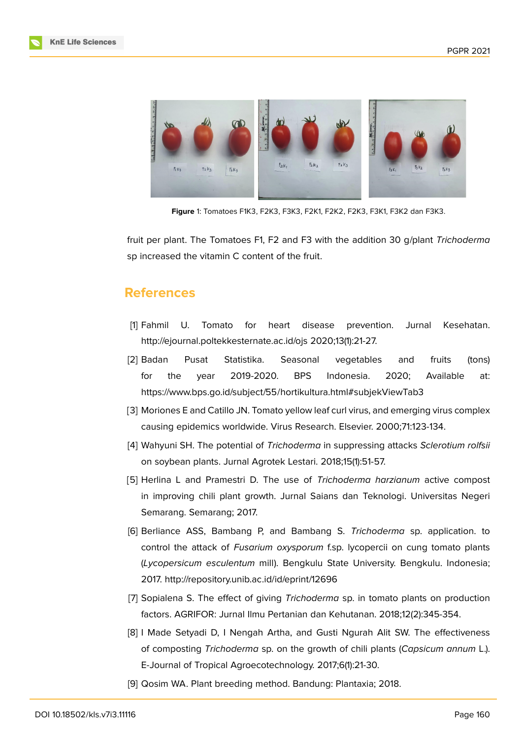**Figure** 1: Tomatoes F1K3, F2K3, F3K3, F2K1, F2K2, F2K3, F3K1, F3K2 dan F3K3.

fruit per plant. The Tomatoes F1, F2 and F3 with the addition 30 g/plant *Trichoderma* sp increased the vitamin C content of the fruit.

## References

[1] Fahmil U. Tomato for heart disease prevention. Jurnal Kesehatan. http://ejournal.poltekkesternate.ac.id/ojs 2020;13(1):21-27.

[2] Badan Pusat Statistika. Seasonal vegetables and fruits (tons) for the year 2019-2020. BPS Indonesia. 2020; Available at: https://www.bps.go.id/subject/55/hortikultura.html#subjekViewTab3

[3] Moriones E and Catillo JN. Tomato yellow leaf curl virus, and emerging virus complex causing epidemics worldwide. Virus Research. Elsevier. 2000;71:123-134.

[4] Wahyuni SH. The potential of *Trichoderma* in suppressing attacks *Sclerotium rolfsii* on soybean plants. Jurnal Agrotek Lestari. 2018;15(1):51-57.

[5] Herlina L and Pramestri D. The use of *Trichoderma harzianum* active compost in improving chili plant growth. Jurnal Saians dan Teknologi. Universitas Negeri Semarang. Semarang; 2017.

[6] Berliance ASS, Bambang P, and Bambang S. *Trichoderma* sp. application. to control the attack of *Fusarium oxysporum* f.sp. lycopercii on cung tomato plants (*Lycopersicum esculentum* mill). Bengkulu State University. Bengkulu. Indonesia; 2017. http://repository.unib.ac.id/id/eprint/12696

[7] Sopialena S. The effect of giving *Trichoderma* sp. in tomato plants on production factors. AGRIFOR: Jurnal Ilmu Pertanian dan Kehutanan. 2018;12(2):345-354.

[8] I Made Setyadi D, I Nengah Artha, and Gusti Ngurah Alit SW. The effectiveness of composting *Trichoderma* sp. on the growth of chili plants (*Capsicum annum* L.). E-Journal of Tropical Agroecotechnology. 2017;6(1):21-30.

[9] Qosim WA. Plant breeding method. Bandung: Plantaxia; 2018.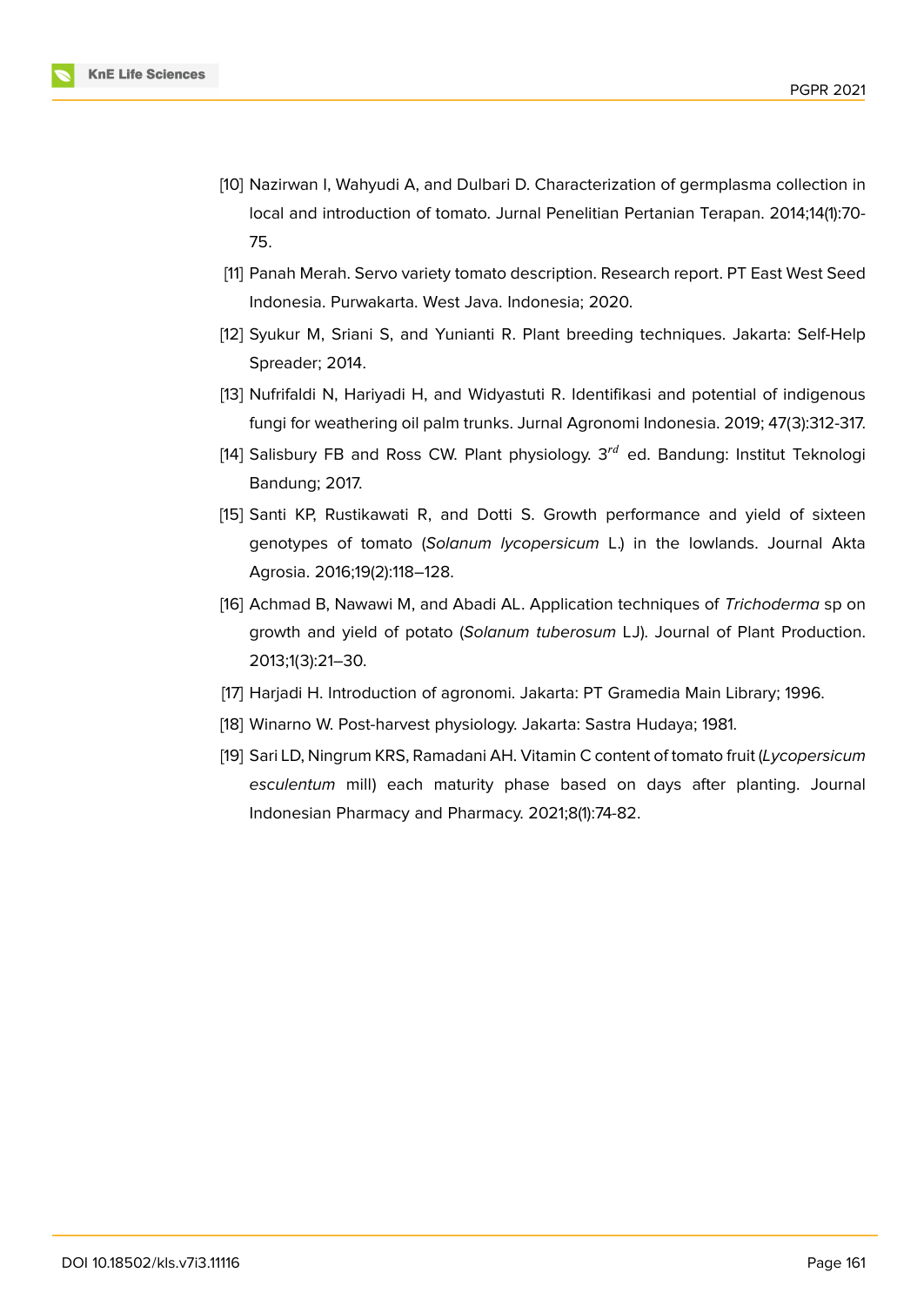[10] Nazirwan I, Wahyudi A, and Dulbari D. Characterization of germplasma collection in local and introduction of tomato. Jurnal Penelitian Pertanian Terapan. 2014;14(1):70-75.

[11] Panah Merah. Servo variety tomato description. Research report. PT East West Seed Indonesia. Purwakarta. West Java. Indonesia; 2020.

[12] Syukur M, Sriani S, and Yunianti R. Plant breeding techniques. Jakarta: Self-Help Spreader; 2014.

[13] Nufrifaldi N, Hariyadi H, and Widyastuti R. Identifikasi and potential of indigenous fungi for weathering oil palm trunks. Jurnal Agronomi Indonesia. 2019; 47(3):312-317.

[14] Salisbury FB and Ross CW. Plant physiology. 3*rd* ed. Bandung: Institut Teknologi Bandung; 2017.

[15] Santi KP, Rustikawati R, and Dotti S. Growth performance and yield of sixteen genotypes of tomato (*Solanum lycopersicum* L.) in the lowlands. Journal Akta Agrosia. 2016;19(2):118–128.

[16] Achmad B, Nawawi M, and Abadi AL. Application techniques of *Trichoderma* sp on growth and yield of potato (*Solanum tuberosum* LJ). Journal of Plant Production. 2013;1(3):21–30.

[17] Harjadi H. Introduction of agronomi. Jakarta: PT Gramedia Main Library; 1996.

[18] Winarno W. Post-harvest physiology. Jakarta: Sastra Hudaya; 1981.

[19] Sari LD, Ningrum KRS, Ramadani AH. Vitamin C content of tomato fruit (*Lycopersicum esculentum* mill) each maturity phase based on days after planting. Journal Indonesian Pharmacy and Pharmacy. 2021;8(1):74-82.